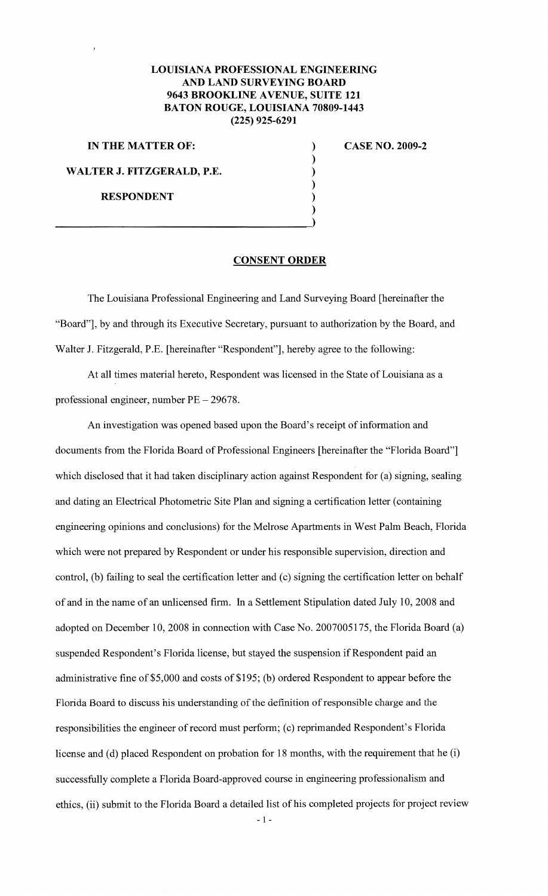**LOUISIANA PROFESSIONAL ENGINEERING AND LAND SURVEYING BOARD**
**9643 BROOKLINE AVENUE, SUITE 121**
**BATON ROUGE, LOUISIANA 70809-1443**
**(225) 925-6291**

| | | |
|---|---|---|
| **IN THE MATTER OF:** | ) | **CASE NO. 2009-2** |
| | ) | |
| **WALTER J. FITZGERALD, P.E.** | ) | |
| | ) | |
| **RESPONDENT** | ) | |
| | ) | |

## CONSENT ORDER

The Louisiana Professional Engineering and Land Surveying Board [hereinafter the "Board"], by and through its Executive Secretary, pursuant to authorization by the Board, and Walter J. Fitzgerald, P.E. [hereinafter "Respondent"], hereby agree to the following:

At all times material hereto, Respondent was licensed in the State of Louisiana as a professional engineer, number PE – 29678.

An investigation was opened based upon the Board's receipt of information and documents from the Florida Board of Professional Engineers [hereinafter the "Florida Board"] which disclosed that it had taken disciplinary action against Respondent for (a) signing, sealing and dating an Electrical Photometric Site Plan and signing a certification letter (containing engineering opinions and conclusions) for the Melrose Apartments in West Palm Beach, Florida which were not prepared by Respondent or under his responsible supervision, direction and control, (b) failing to seal the certification letter and (c) signing the certification letter on behalf of and in the name of an unlicensed firm. In a Settlement Stipulation dated July 10, 2008 and adopted on December 10, 2008 in connection with Case No. 2007005175, the Florida Board (a) suspended Respondent's Florida license, but stayed the suspension if Respondent paid an administrative fine of $5,000 and costs of $195; (b) ordered Respondent to appear before the Florida Board to discuss his understanding of the definition of responsible charge and the responsibilities the engineer of record must perform; (c) reprimanded Respondent's Florida license and (d) placed Respondent on probation for 18 months, with the requirement that he (i) successfully complete a Florida Board-approved course in engineering professionalism and ethics, (ii) submit to the Florida Board a detailed list of his completed projects for project review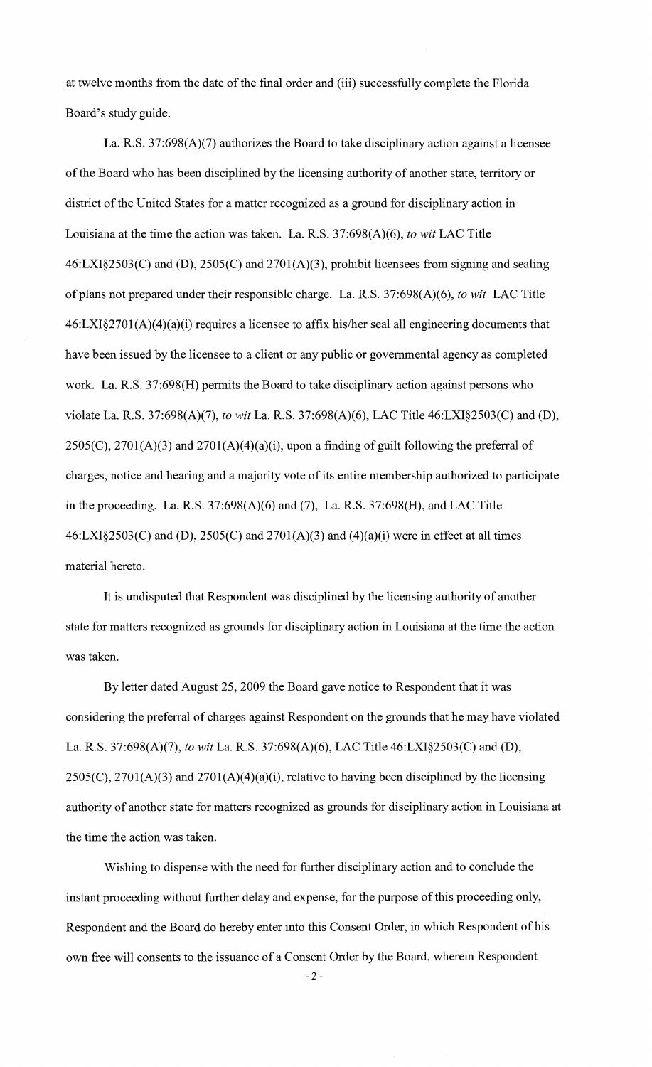at twelve months from the date of the final order and (iii) successfully complete the Florida Board's study guide.

La. R.S. 37:698(A)(7) authorizes the Board to take disciplinary action against a licensee of the Board who has been disciplined by the licensing authority of another state, territory or district of the United States for a matter recognized as a ground for disciplinary action in Louisiana at the time the action was taken. La. R.S. 37:698(A)(6), *to wit* LAC Title 46:LXI§2503(C) and (D), 2505(C) and 2701(A)(3), prohibit licensees from signing and sealing of plans not prepared under their responsible charge. La. R.S. 37:698(A)(6), *to wit* LAC Title 46:LXI§2701(A)(4)(a)(i) requires a licensee to affix his/her seal all engineering documents that have been issued by the licensee to a client or any public or governmental agency as completed work. La. R.S. 37:698(H) permits the Board to take disciplinary action against persons who violate La. R.S. 37:698(A)(7), *to wit* La. R.S. 37:698(A)(6), LAC Title 46:LXI§2503(C) and (D), 2505(C), 2701(A)(3) and 2701(A)(4)(a)(i), upon a finding of guilt following the preferral of charges, notice and hearing and a majority vote of its entire membership authorized to participate in the proceeding. La. R.S. 37:698(A)(6) and (7), La. R.S. 37:698(H), and LAC Title 46:LXI§2503(C) and (D), 2505(C) and 2701(A)(3) and (4)(a)(i) were in effect at all times material hereto.

It is undisputed that Respondent was disciplined by the licensing authority of another state for matters recognized as grounds for disciplinary action in Louisiana at the time the action was taken.

By letter dated August 25, 2009 the Board gave notice to Respondent that it was considering the preferral of charges against Respondent on the grounds that he may have violated La. R.S. 37:698(A)(7), *to wit* La. R.S. 37:698(A)(6), LAC Title 46:LXI§2503(C) and (D), 2505(C), 2701(A)(3) and 2701(A)(4)(a)(i), relative to having been disciplined by the licensing authority of another state for matters recognized as grounds for disciplinary action in Louisiana at the time the action was taken.

Wishing to dispense with the need for further disciplinary action and to conclude the instant proceeding without further delay and expense, for the purpose of this proceeding only, Respondent and the Board do hereby enter into this Consent Order, in which Respondent of his own free will consents to the issuance of a Consent Order by the Board, wherein Respondent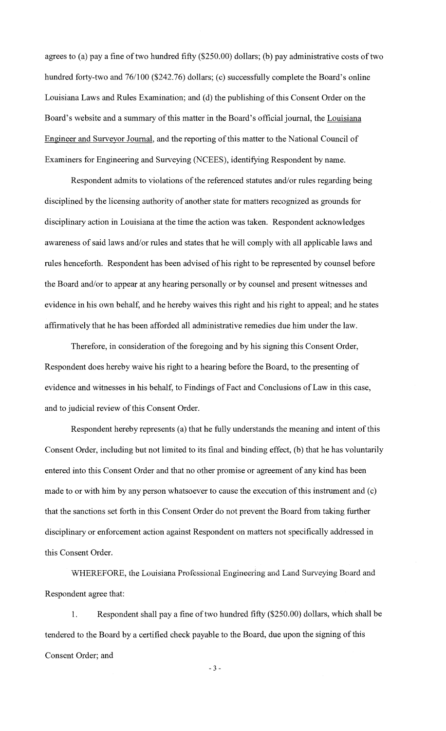agrees to (a) pay a fine of two hundred fifty ($250.00) dollars; (b) pay administrative costs of two hundred forty-two and 76/100 ($242.76) dollars; (c) successfully complete the Board's online Louisiana Laws and Rules Examination; and (d) the publishing of this Consent Order on the Board's website and a summary of this matter in the Board's official journal, the Louisiana Engineer and Surveyor Journal, and the reporting of this matter to the National Council of Examiners for Engineering and Surveying (NCEES), identifying Respondent by name.

Respondent admits to violations of the referenced statutes and/or rules regarding being disciplined by the licensing authority of another state for matters recognized as grounds for disciplinary action in Louisiana at the time the action was taken. Respondent acknowledges awareness of said laws and/or rules and states that he will comply with all applicable laws and rules henceforth. Respondent has been advised of his right to be represented by counsel before the Board and/or to appear at any hearing personally or by counsel and present witnesses and evidence in his own behalf, and he hereby waives this right and his right to appeal; and he states affirmatively that he has been afforded all administrative remedies due him under the law.

Therefore, in consideration of the foregoing and by his signing this Consent Order, Respondent does hereby waive his right to a hearing before the Board, to the presenting of evidence and witnesses in his behalf, to Findings of Fact and Conclusions of Law in this case, and to judicial review of this Consent Order.

Respondent hereby represents (a) that he fully understands the meaning and intent of this Consent Order, including but not limited to its final and binding effect, (b) that he has voluntarily entered into this Consent Order and that no other promise or agreement of any kind has been made to or with him by any person whatsoever to cause the execution of this instrument and (c) that the sanctions set forth in this Consent Order do not prevent the Board from taking further disciplinary or enforcement action against Respondent on matters not specifically addressed in this Consent Order.

WHEREFORE, the Louisiana Professional Engineering and Land Surveying Board and Respondent agree that:

1. Respondent shall pay a fine of two hundred fifty ($250.00) dollars, which shall be tendered to the Board by a certified check payable to the Board, due upon the signing of this Consent Order; and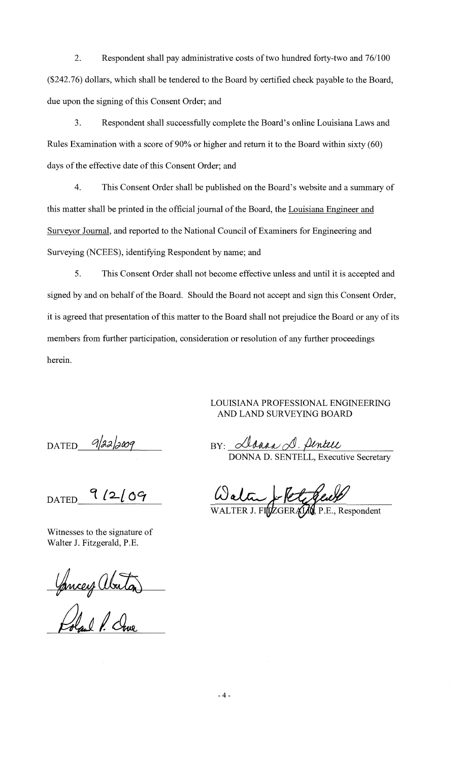2. Respondent shall pay administrative costs of two hundred forty-two and 76/100 ($242.76) dollars, which shall be tendered to the Board by certified check payable to the Board, due upon the signing of this Consent Order; and

3. Respondent shall successfully complete the Board's online Louisiana Laws and Rules Examination with a score of 90% or higher and return it to the Board within sixty (60) days of the effective date of this Consent Order; and

4. This Consent Order shall be published on the Board's website and a summary of this matter shall be printed in the official journal of the Board, the Louisiana Engineer and Surveyor Journal, and reported to the National Council of Examiners for Engineering and Surveying (NCEES), identifying Respondent by name; and

5. This Consent Order shall not become effective unless and until it is accepted and signed by and on behalf of the Board. Should the Board not accept and sign this Consent Order, it is agreed that presentation of this matter to the Board shall not prejudice the Board or any of its members from further participation, consideration or resolution of any further proceedings herein.

LOUISIANA PROFESSIONAL ENGINEERING AND LAND SURVEYING BOARD

DATED 9/22/2009

BY: Donna D. Sentell
DONNA D. SENTELL, Executive Secretary

DATED 9/2/09

Walter J. Fitzgerald
WALTER J. FITZGERALD, P.E., Respondent

Witnesses to the signature of Walter J. Fitzgerald, P.E.

Yancey Abston

Roland P. Dove